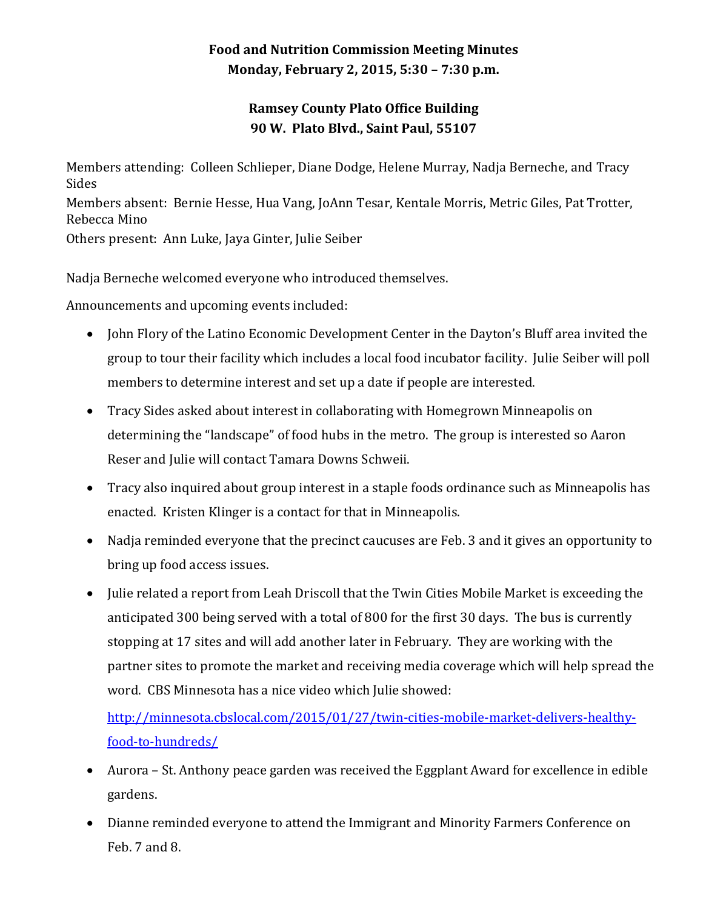**Food and Nutrition Commission Meeting Minutes**
**Monday, February 2, 2015, 5:30 – 7:30 p.m.**

**Ramsey County Plato Office Building**
**90 W. Plato Blvd., Saint Paul, 55107**

Members attending: Colleen Schlieper, Diane Dodge, Helene Murray, Nadja Berneche, and Tracy Sides
Members absent: Bernie Hesse, Hua Vang, JoAnn Tesar, Kentale Morris, Metric Giles, Pat Trotter, Rebecca Mino
Others present: Ann Luke, Jaya Ginter, Julie Seiber

Nadja Berneche welcomed everyone who introduced themselves.

Announcements and upcoming events included:

- John Flory of the Latino Economic Development Center in the Dayton's Bluff area invited the group to tour their facility which includes a local food incubator facility. Julie Seiber will poll members to determine interest and set up a date if people are interested.
- Tracy Sides asked about interest in collaborating with Homegrown Minneapolis on determining the "landscape" of food hubs in the metro. The group is interested so Aaron Reser and Julie will contact Tamara Downs Schweii.
- Tracy also inquired about group interest in a staple foods ordinance such as Minneapolis has enacted. Kristen Klinger is a contact for that in Minneapolis.
- Nadja reminded everyone that the precinct caucuses are Feb. 3 and it gives an opportunity to bring up food access issues.
- Julie related a report from Leah Driscoll that the Twin Cities Mobile Market is exceeding the anticipated 300 being served with a total of 800 for the first 30 days. The bus is currently stopping at 17 sites and will add another later in February. They are working with the partner sites to promote the market and receiving media coverage which will help spread the word. CBS Minnesota has a nice video which Julie showed:

  [http://minnesota.cbslocal.com/2015/01/27/twin-cities-mobile-market-delivers-healthy-food-to-hundreds/](http://minnesota.cbslocal.com/2015/01/27/twin-cities-mobile-market-delivers-healthy-food-to-hundreds/)
- Aurora – St. Anthony peace garden was received the Eggplant Award for excellence in edible gardens.
- Dianne reminded everyone to attend the Immigrant and Minority Farmers Conference on Feb. 7 and 8.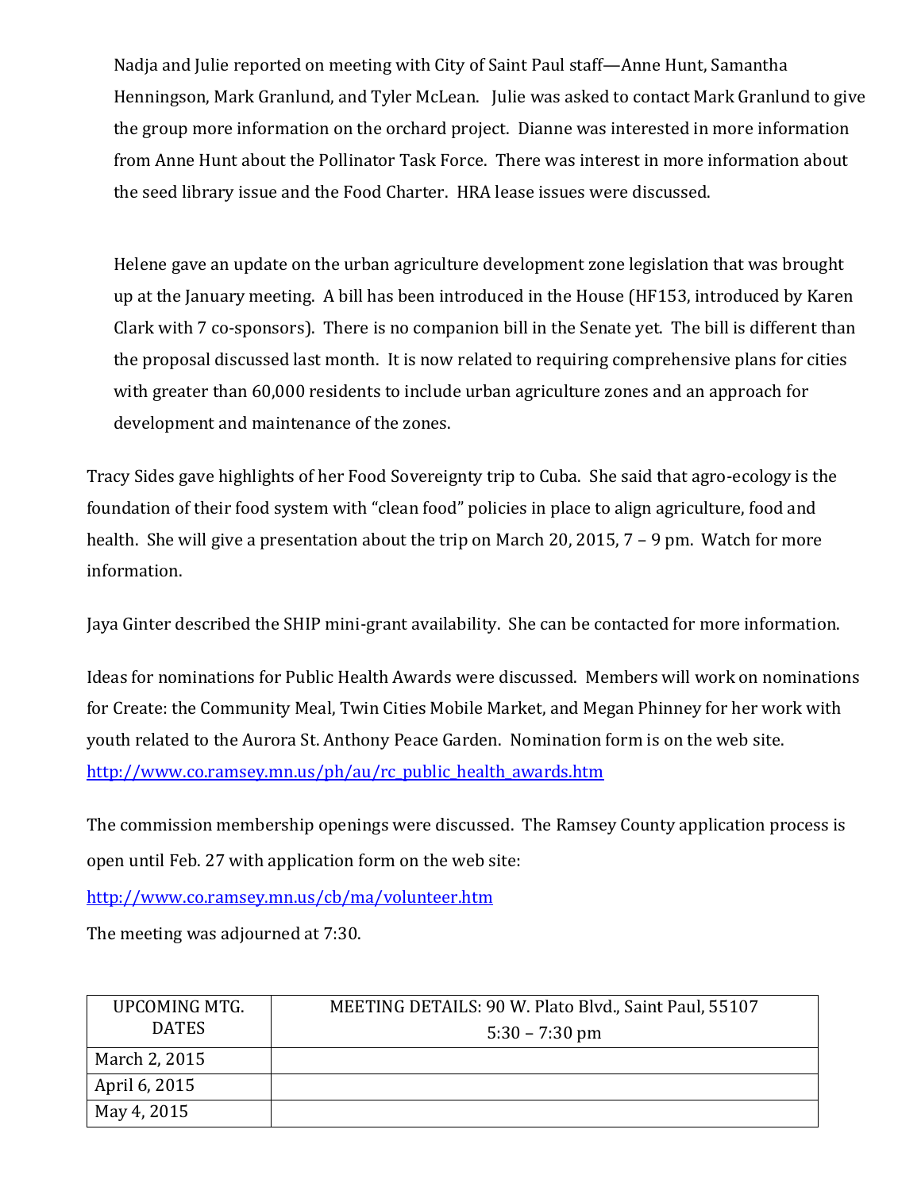Nadja and Julie reported on meeting with City of Saint Paul staff—Anne Hunt, Samantha Henningson, Mark Granlund, and Tyler McLean. Julie was asked to contact Mark Granlund to give the group more information on the orchard project. Dianne was interested in more information from Anne Hunt about the Pollinator Task Force. There was interest in more information about the seed library issue and the Food Charter. HRA lease issues were discussed.

Helene gave an update on the urban agriculture development zone legislation that was brought up at the January meeting. A bill has been introduced in the House (HF153, introduced by Karen Clark with 7 co-sponsors). There is no companion bill in the Senate yet. The bill is different than the proposal discussed last month. It is now related to requiring comprehensive plans for cities with greater than 60,000 residents to include urban agriculture zones and an approach for development and maintenance of the zones.

Tracy Sides gave highlights of her Food Sovereignty trip to Cuba. She said that agro-ecology is the foundation of their food system with "clean food" policies in place to align agriculture, food and health. She will give a presentation about the trip on March 20, 2015, 7 – 9 pm. Watch for more information.

Jaya Ginter described the SHIP mini-grant availability. She can be contacted for more information.

Ideas for nominations for Public Health Awards were discussed. Members will work on nominations for Create: the Community Meal, Twin Cities Mobile Market, and Megan Phinney for her work with youth related to the Aurora St. Anthony Peace Garden. Nomination form is on the web site.
http://www.co.ramsey.mn.us/ph/au/rc_public_health_awards.htm

The commission membership openings were discussed. The Ramsey County application process is open until Feb. 27 with application form on the web site:

http://www.co.ramsey.mn.us/cb/ma/volunteer.htm

The meeting was adjourned at 7:30.

| UPCOMING MTG. DATES | MEETING DETAILS: 90 W. Plato Blvd., Saint Paul, 55107<br>5:30 – 7:30 pm |
|---|---|
| March 2, 2015 | |
| April 6, 2015 | |
| May 4, 2015 | |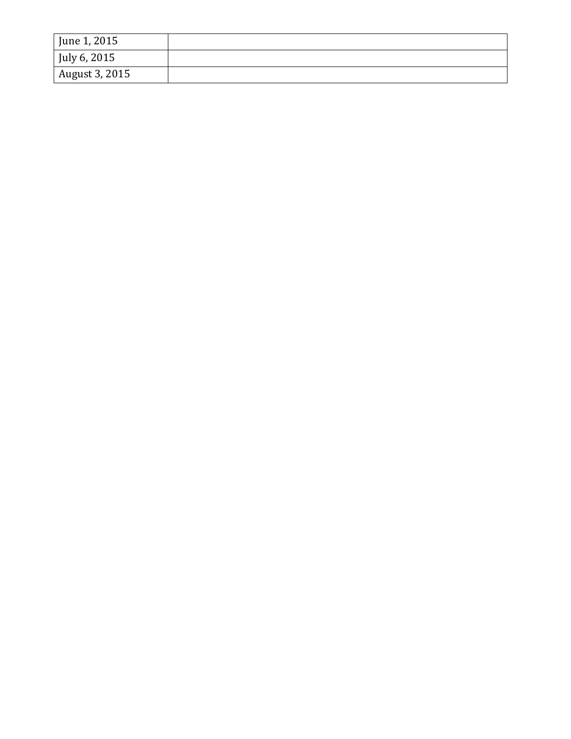| | |
|---|---|
| June 1, 2015 | |
| July 6, 2015 | |
| August 3, 2015 | |